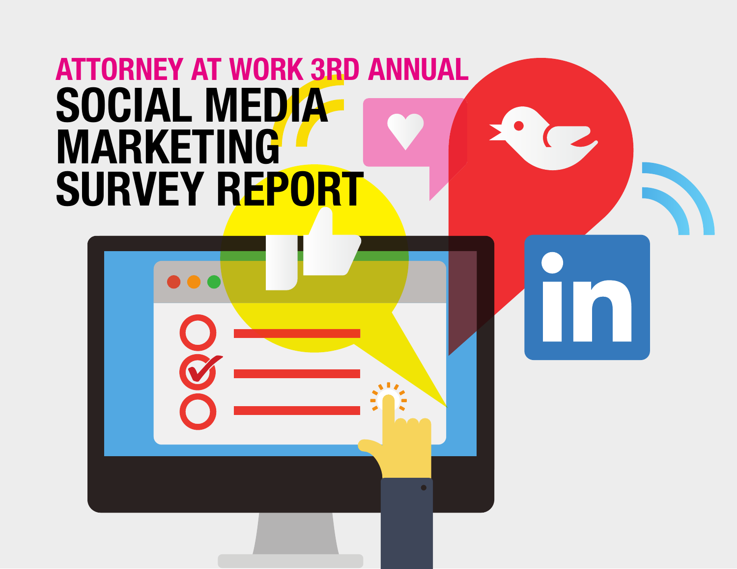ATTORNEY AT WORK 3RD ANNUAL

# SOCIAL MEDIA MARKETING SURVEY REPORT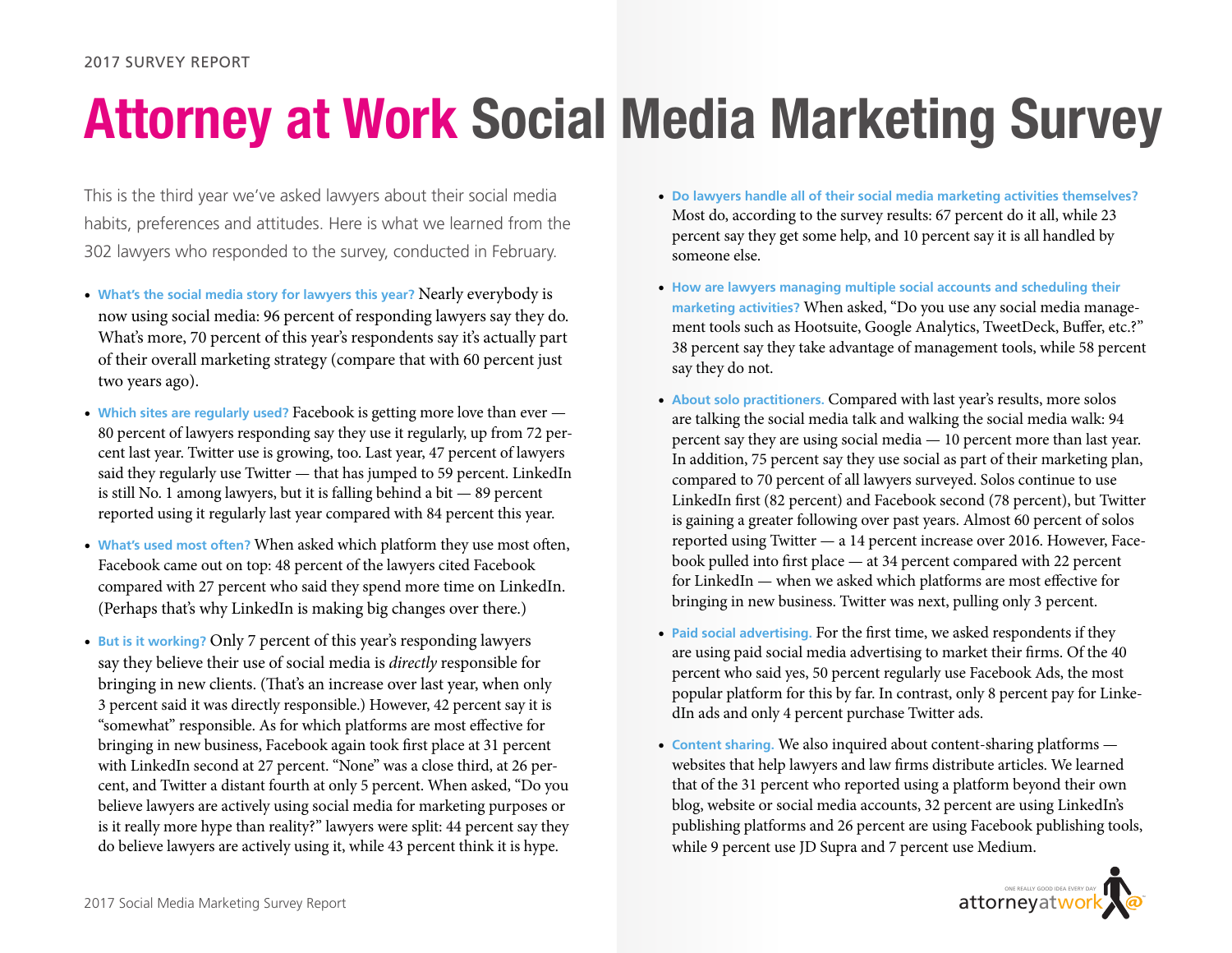2017 SURVEY REPORT

# Attorney at Work Social Media Marketing Survey

This is the third year we've asked lawyers about their social media habits, preferences and attitudes. Here is what we learned from the 302 lawyers who responded to the survey, conducted in February.

- **What's the social media story for lawyers this year?** Nearly everybody is now using social media: 96 percent of responding lawyers say they do. What's more, 70 percent of this year's respondents say it's actually part of their overall marketing strategy (compare that with 60 percent just two years ago).
- **Which sites are regularly used?** Facebook is getting more love than ever — 80 percent of lawyers responding say they use it regularly, up from 72 percent last year. Twitter use is growing, too. Last year, 47 percent of lawyers said they regularly use Twitter — that has jumped to 59 percent. LinkedIn is still No. 1 among lawyers, but it is falling behind a bit — 89 percent reported using it regularly last year compared with 84 percent this year.
- **What's used most often?** When asked which platform they use most often, Facebook came out on top: 48 percent of the lawyers cited Facebook compared with 27 percent who said they spend more time on LinkedIn. (Perhaps that's why LinkedIn is making big changes over there.)
- **But is it working?** Only 7 percent of this year's responding lawyers say they believe their use of social media is *directly* responsible for bringing in new clients. (That's an increase over last year, when only 3 percent said it was directly responsible.) However, 42 percent say it is "somewhat" responsible. As for which platforms are most effective for bringing in new business, Facebook again took first place at 31 percent with LinkedIn second at 27 percent. "None" was a close third, at 26 percent, and Twitter a distant fourth at only 5 percent. When asked, "Do you believe lawyers are actively using social media for marketing purposes or is it really more hype than reality?" lawyers were split: 44 percent say they do believe lawyers are actively using it, while 43 percent think it is hype.
- **Do lawyers handle all of their social media marketing activities themselves?** Most do, according to the survey results: 67 percent do it all, while 23 percent say they get some help, and 10 percent say it is all handled by someone else.
- **How are lawyers managing multiple social accounts and scheduling their marketing activities?** When asked, "Do you use any social media management tools such as Hootsuite, Google Analytics, TweetDeck, Buffer, etc.?" 38 percent say they take advantage of management tools, while 58 percent say they do not.
- **About solo practitioners.** Compared with last year's results, more solos are talking the social media talk and walking the social media walk: 94 percent say they are using social media — 10 percent more than last year. In addition, 75 percent say they use social as part of their marketing plan, compared to 70 percent of all lawyers surveyed. Solos continue to use LinkedIn first (82 percent) and Facebook second (78 percent), but Twitter is gaining a greater following over past years. Almost 60 percent of solos reported using Twitter — a 14 percent increase over 2016. However, Facebook pulled into first place — at 34 percent compared with 22 percent for LinkedIn — when we asked which platforms are most effective for bringing in new business. Twitter was next, pulling only 3 percent.
- **Paid social advertising.** For the first time, we asked respondents if they are using paid social media advertising to market their firms. Of the 40 percent who said yes, 50 percent regularly use Facebook Ads, the most popular platform for this by far. In contrast, only 8 percent pay for LinkedIn ads and only 4 percent purchase Twitter ads.
- **Content sharing.** We also inquired about content-sharing platforms — websites that help lawyers and law firms distribute articles. We learned that of the 31 percent who reported using a platform beyond their own blog, website or social media accounts, 32 percent are using LinkedIn's publishing platforms and 26 percent are using Facebook publishing tools, while 9 percent use JD Supra and 7 percent use Medium.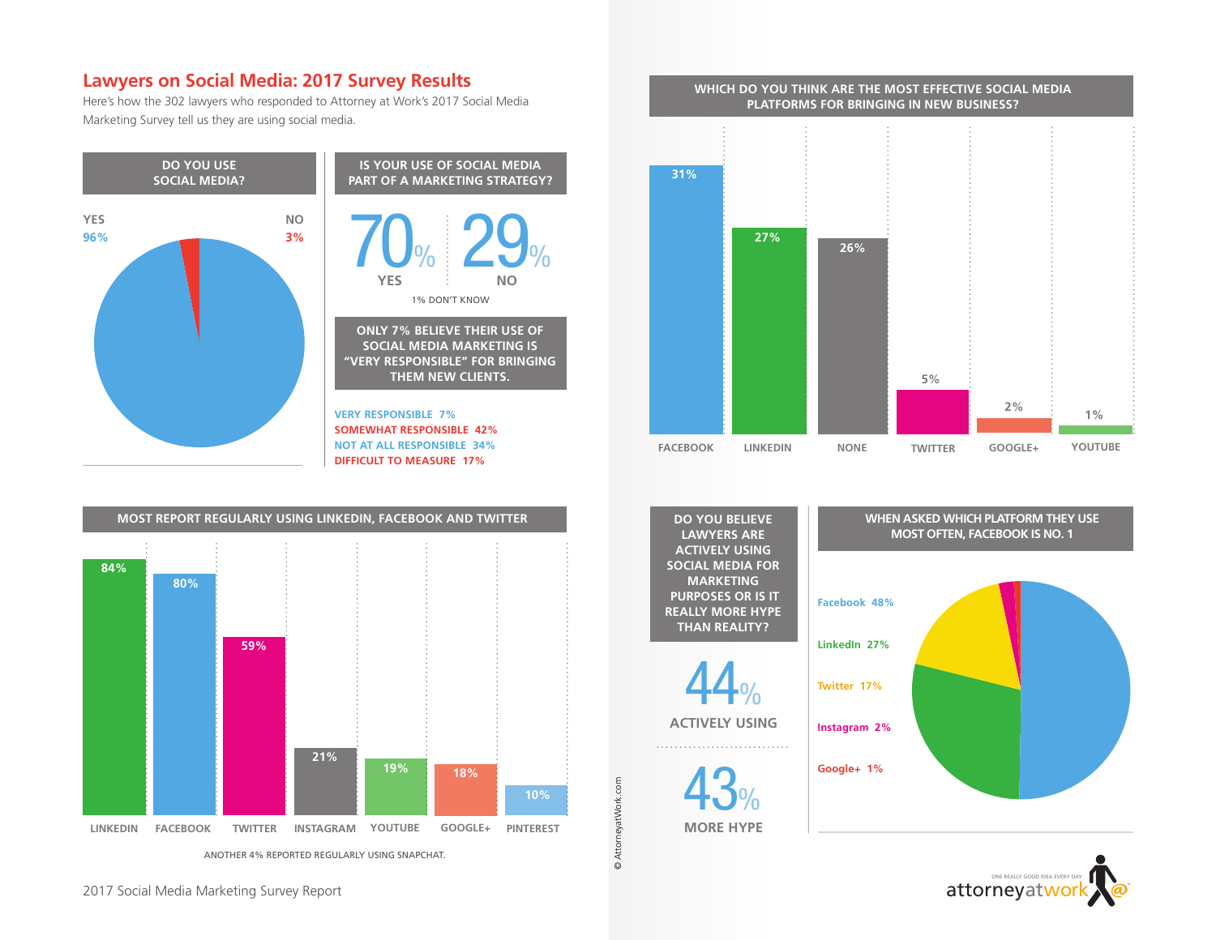# Lawyers on Social Media: 2017 Survey Results

Here's how the 302 lawyers who responded to Attorney at Work's 2017 Social Media Marketing Survey tell us they are using social media.

## DO YOU USE SOCIAL MEDIA?

| Response | Percent |
|---|---|
| YES | 96% |
| NO | 3% |

## IS YOUR USE OF SOCIAL MEDIA PART OF A MARKETING STRATEGY?

| Response | Percent |
|---|---|
| YES | 70% |
| NO | 29% |

1% DON'T KNOW

## ONLY 7% BELIEVE THEIR USE OF SOCIAL MEDIA MARKETING IS "VERY RESPONSIBLE" FOR BRINGING THEM NEW CLIENTS.

- VERY RESPONSIBLE 7%
- SOMEWHAT RESPONSIBLE 42%
- NOT AT ALL RESPONSIBLE 34%
- DIFFICULT TO MEASURE 17%

## MOST REPORT REGULARLY USING LINKEDIN, FACEBOOK AND TWITTER

| Platform | Percent |
|---|---|
| LINKEDIN | 84% |
| FACEBOOK | 80% |
| TWITTER | 59% |
| INSTAGRAM | 21% |
| YOUTUBE | 19% |
| GOOGLE+ | 18% |
| PINTEREST | 10% |

ANOTHER 4% REPORTED REGULARLY USING SNAPCHAT.

## WHICH DO YOU THINK ARE THE MOST EFFECTIVE SOCIAL MEDIA PLATFORMS FOR BRINGING IN NEW BUSINESS?

| Platform | Percent |
|---|---|
| FACEBOOK | 31% |
| LINKEDIN | 27% |
| NONE | 26% |
| TWITTER | 5% |
| GOOGLE+ | 2% |
| YOUTUBE | 1% |

## DO YOU BELIEVE LAWYERS ARE ACTIVELY USING SOCIAL MEDIA FOR MARKETING PURPOSES OR IS IT REALLY MORE HYPE THAN REALITY?

| Response | Percent |
|---|---|
| ACTIVELY USING | 44% |
| MORE HYPE | 43% |

## WHEN ASKED WHICH PLATFORM THEY USE MOST OFTEN, FACEBOOK IS NO. 1

| Platform | Percent |
|---|---|
| Facebook | 48% |
| LinkedIn | 27% |
| Twitter | 17% |
| Instagram | 2% |
| Google+ | 1% |

© AttorneyatWork.com

2017 Social Media Marketing Survey Report

attorneyatwork — ONE REALLY GOOD IDEA EVERY DAY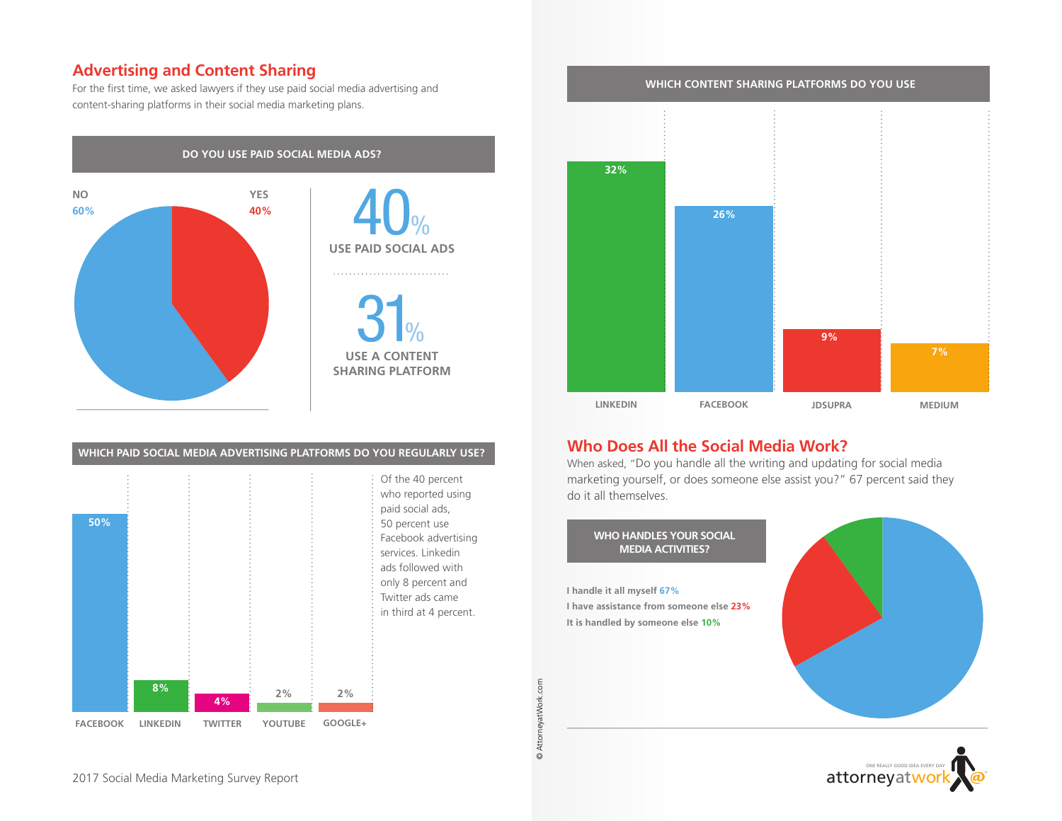## Advertising and Content Sharing

For the first time, we asked lawyers if they use paid social media advertising and content-sharing platforms in their social media marketing plans.

**DO YOU USE PAID SOCIAL MEDIA ADS?**

| Answer | Percent |
|---|---|
| NO | 60% |
| YES | 40% |

**40%** USE PAID SOCIAL ADS

**31%** USE A CONTENT SHARING PLATFORM

**WHICH PAID SOCIAL MEDIA ADVERTISING PLATFORMS DO YOU REGULARLY USE?**

| Platform | Percent |
|---|---|
| FACEBOOK | 50% |
| LINKEDIN | 8% |
| TWITTER | 4% |
| YOUTUBE | 2% |
| GOOGLE+ | 2% |

Of the 40 percent who reported using paid social ads, 50 percent use Facebook advertising services. Linkedin ads followed with only 8 percent and Twitter ads came in third at 4 percent.

**WHICH CONTENT SHARING PLATFORMS DO YOU USE**

| Platform | Percent |
|---|---|
| LINKEDIN | 32% |
| FACEBOOK | 26% |
| JDSUPRA | 9% |
| MEDIUM | 7% |

## Who Does All the Social Media Work?

When asked, "Do you handle all the writing and updating for social media marketing yourself, or does someone else assist you?" 67 percent said they do it all themselves.

**WHO HANDLES YOUR SOCIAL MEDIA ACTIVITIES?**

- I handle it all myself 67%
- I have assistance from someone else 23%
- It is handled by someone else 10%

© AttorneyatWork.com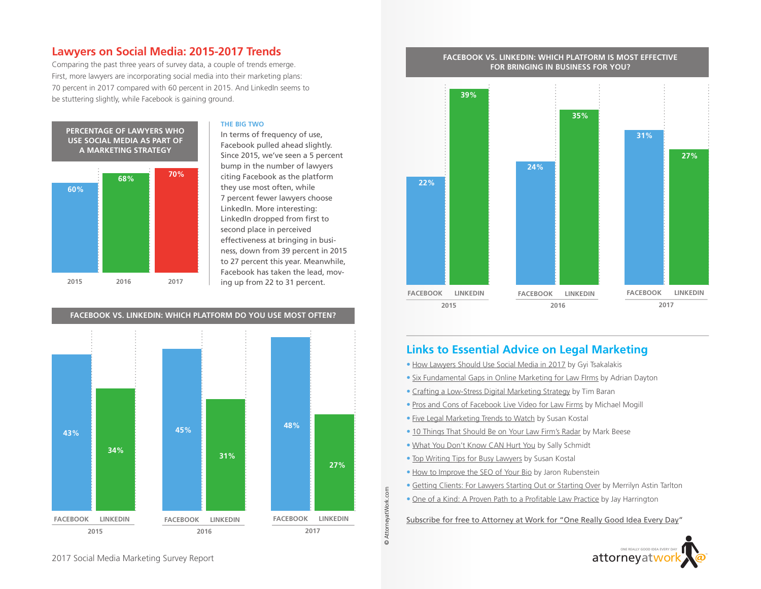## Lawyers on Social Media: 2015-2017 Trends

Comparing the past three years of survey data, a couple of trends emerge. First, more lawyers are incorporating social media into their marketing plans: 70 percent in 2017 compared with 60 percent in 2015. And LinkedIn seems to be stuttering slightly, while Facebook is gaining ground.

**PERCENTAGE OF LAWYERS WHO USE SOCIAL MEDIA AS PART OF A MARKETING STRATEGY**

60%
68%
70%
2015
2016
2017

**THE BIG TWO**

In terms of frequency of use, Facebook pulled ahead slightly. Since 2015, we've seen a 5 percent bump in the number of lawyers citing Facebook as the platform they use most often, while 7 percent fewer lawyers choose LinkedIn. More interesting: LinkedIn dropped from first to second place in perceived effectiveness at bringing in business, down from 39 percent in 2015 to 27 percent this year. Meanwhile, Facebook has taken the lead, moving up from 22 to 31 percent.

**FACEBOOK VS. LINKEDIN: WHICH PLATFORM DO YOU USE MOST OFTEN?**

43%
34%
45%
31%
48%
27%
FACEBOOK LINKEDIN
2015
FACEBOOK LINKEDIN
2016
FACEBOOK LINKEDIN
2017

**FACEBOOK VS. LINKEDIN: WHICH PLATFORM IS MOST EFFECTIVE FOR BRINGING IN BUSINESS FOR YOU?**

22%
39%
24%
35%
31%
27%
FACEBOOK LINKEDIN
2015
FACEBOOK LINKEDIN
2016
FACEBOOK LINKEDIN
2017

## Links to Essential Advice on Legal Marketing

- How Lawyers Should Use Social Media in 2017 by Gyi Tsakalakis
- Six Fundamental Gaps in Online Marketing for Law Firms by Adrian Dayton
- Crafting a Low-Stress Digital Marketing Strategy by Tim Baran
- Pros and Cons of Facebook Live Video for Law Firms by Michael Mogill
- Five Legal Marketing Trends to Watch by Susan Kostal
- 10 Things That Should Be on Your Law Firm's Radar by Mark Beese
- What You Don't Know CAN Hurt You by Sally Schmidt
- Top Writing Tips for Busy Lawyers by Susan Kostal
- How to Improve the SEO of Your Bio by Jaron Rubenstein
- Getting Clients: For Lawyers Starting Out or Starting Over by Merrilyn Astin Tarlton
- One of a Kind: A Proven Path to a Profitable Law Practice by Jay Harrington

Subscribe for free to Attorney at Work for "One Really Good Idea Every Day"

© AttorneyatWork.com

ONE REALLY GOOD IDEA EVERY DAY
attorneyatwork